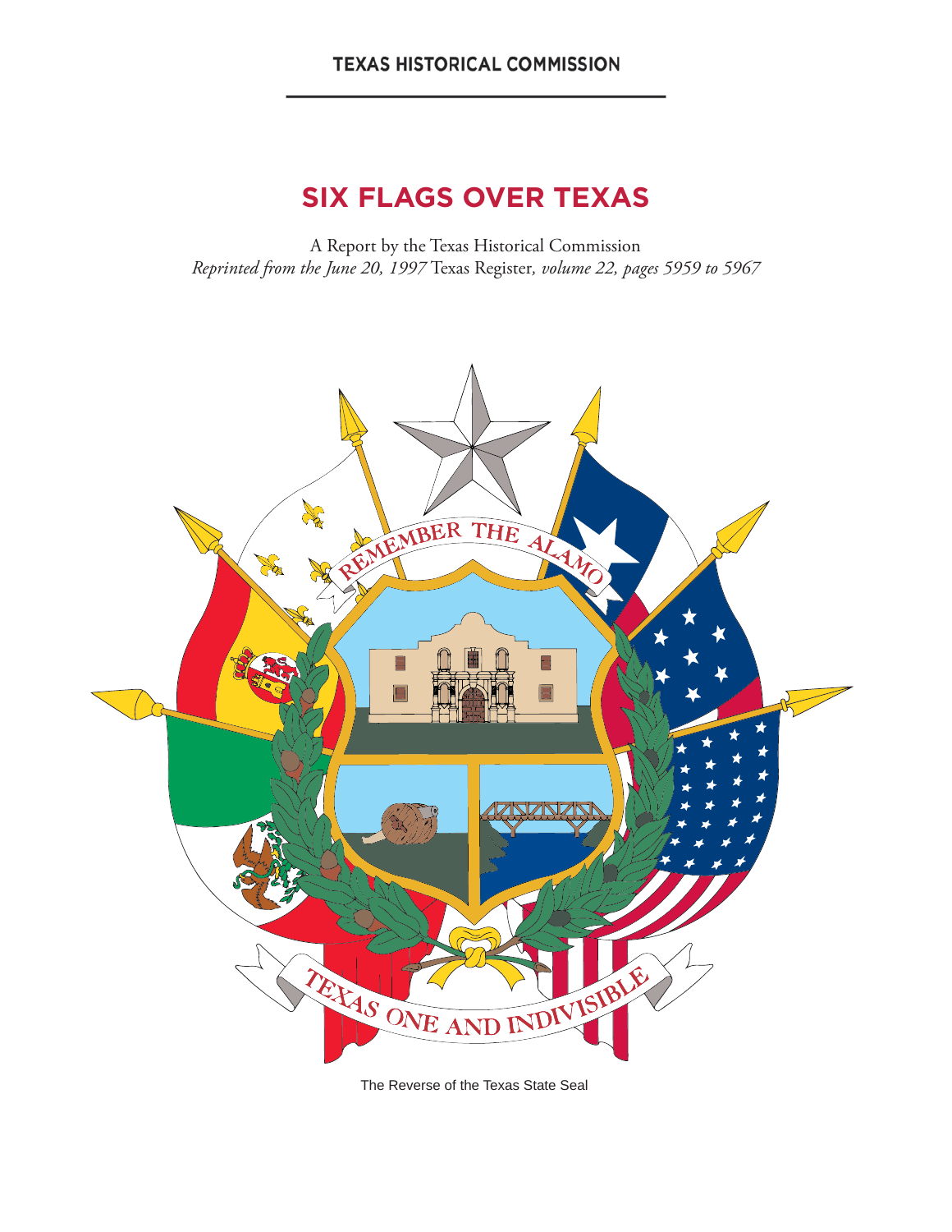TEXAS HISTORICAL COMMISSION

# SIX FLAGS OVER TEXAS

A Report by the Texas Historical Commission
*Reprinted from the June 20, 1997* Texas Register*, volume 22, pages 5959 to 5967*

The Reverse of the Texas State Seal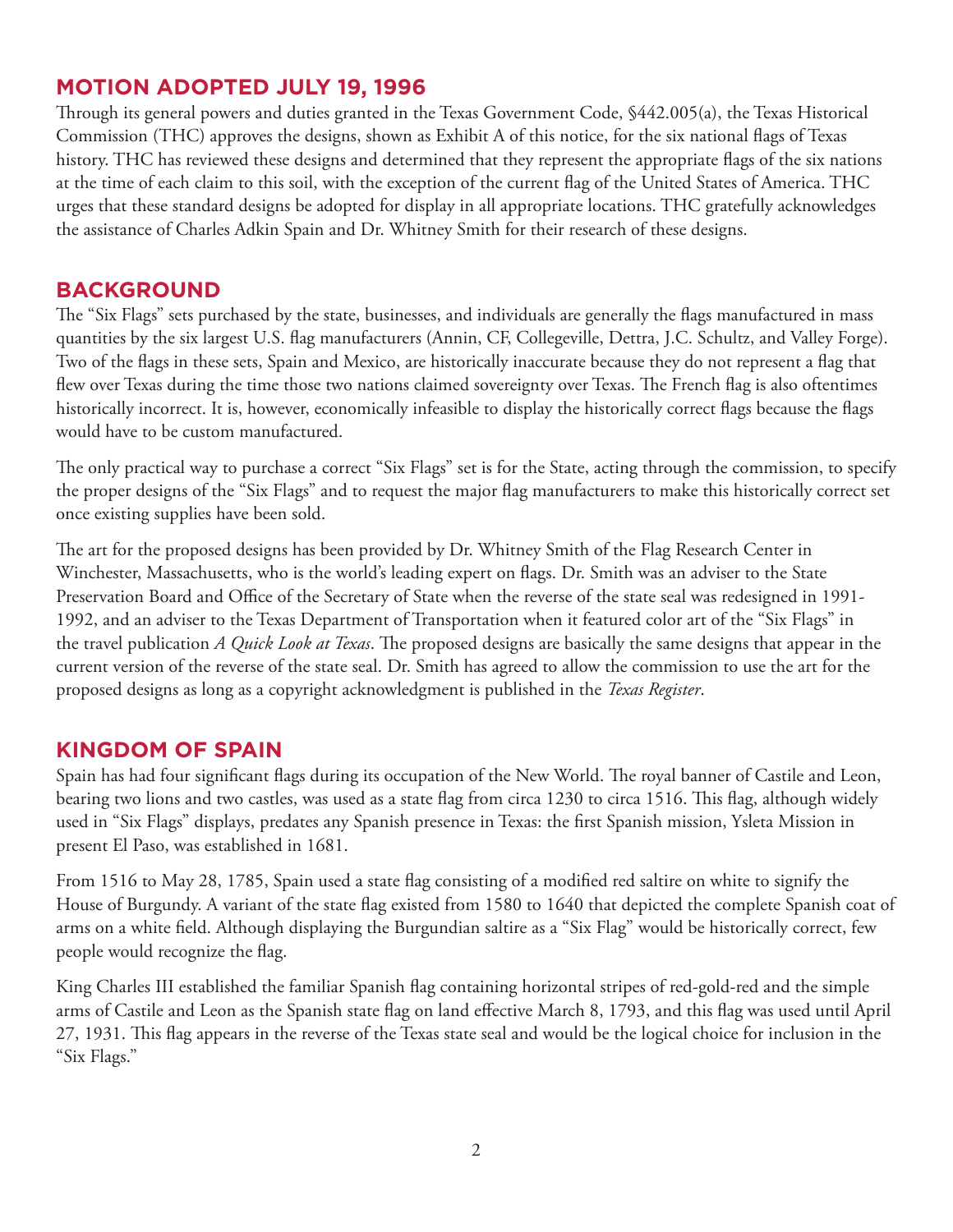## MOTION ADOPTED JULY 19, 1996

Through its general powers and duties granted in the Texas Government Code, §442.005(a), the Texas Historical Commission (THC) approves the designs, shown as Exhibit A of this notice, for the six national flags of Texas history. THC has reviewed these designs and determined that they represent the appropriate flags of the six nations at the time of each claim to this soil, with the exception of the current flag of the United States of America. THC urges that these standard designs be adopted for display in all appropriate locations. THC gratefully acknowledges the assistance of Charles Adkin Spain and Dr. Whitney Smith for their research of these designs.

## BACKGROUND

The "Six Flags" sets purchased by the state, businesses, and individuals are generally the flags manufactured in mass quantities by the six largest U.S. flag manufacturers (Annin, CF, Collegeville, Dettra, J.C. Schultz, and Valley Forge). Two of the flags in these sets, Spain and Mexico, are historically inaccurate because they do not represent a flag that flew over Texas during the time those two nations claimed sovereignty over Texas. The French flag is also oftentimes historically incorrect. It is, however, economically infeasible to display the historically correct flags because the flags would have to be custom manufactured.

The only practical way to purchase a correct "Six Flags" set is for the State, acting through the commission, to specify the proper designs of the "Six Flags" and to request the major flag manufacturers to make this historically correct set once existing supplies have been sold.

The art for the proposed designs has been provided by Dr. Whitney Smith of the Flag Research Center in Winchester, Massachusetts, who is the world's leading expert on flags. Dr. Smith was an adviser to the State Preservation Board and Office of the Secretary of State when the reverse of the state seal was redesigned in 1991-1992, and an adviser to the Texas Department of Transportation when it featured color art of the "Six Flags" in the travel publication *A Quick Look at Texas*. The proposed designs are basically the same designs that appear in the current version of the reverse of the state seal. Dr. Smith has agreed to allow the commission to use the art for the proposed designs as long as a copyright acknowledgment is published in the *Texas Register*.

## KINGDOM OF SPAIN

Spain has had four significant flags during its occupation of the New World. The royal banner of Castile and Leon, bearing two lions and two castles, was used as a state flag from circa 1230 to circa 1516. This flag, although widely used in "Six Flags" displays, predates any Spanish presence in Texas: the first Spanish mission, Ysleta Mission in present El Paso, was established in 1681.

From 1516 to May 28, 1785, Spain used a state flag consisting of a modified red saltire on white to signify the House of Burgundy. A variant of the state flag existed from 1580 to 1640 that depicted the complete Spanish coat of arms on a white field. Although displaying the Burgundian saltire as a "Six Flag" would be historically correct, few people would recognize the flag.

King Charles III established the familiar Spanish flag containing horizontal stripes of red-gold-red and the simple arms of Castile and Leon as the Spanish state flag on land effective March 8, 1793, and this flag was used until April 27, 1931. This flag appears in the reverse of the Texas state seal and would be the logical choice for inclusion in the "Six Flags."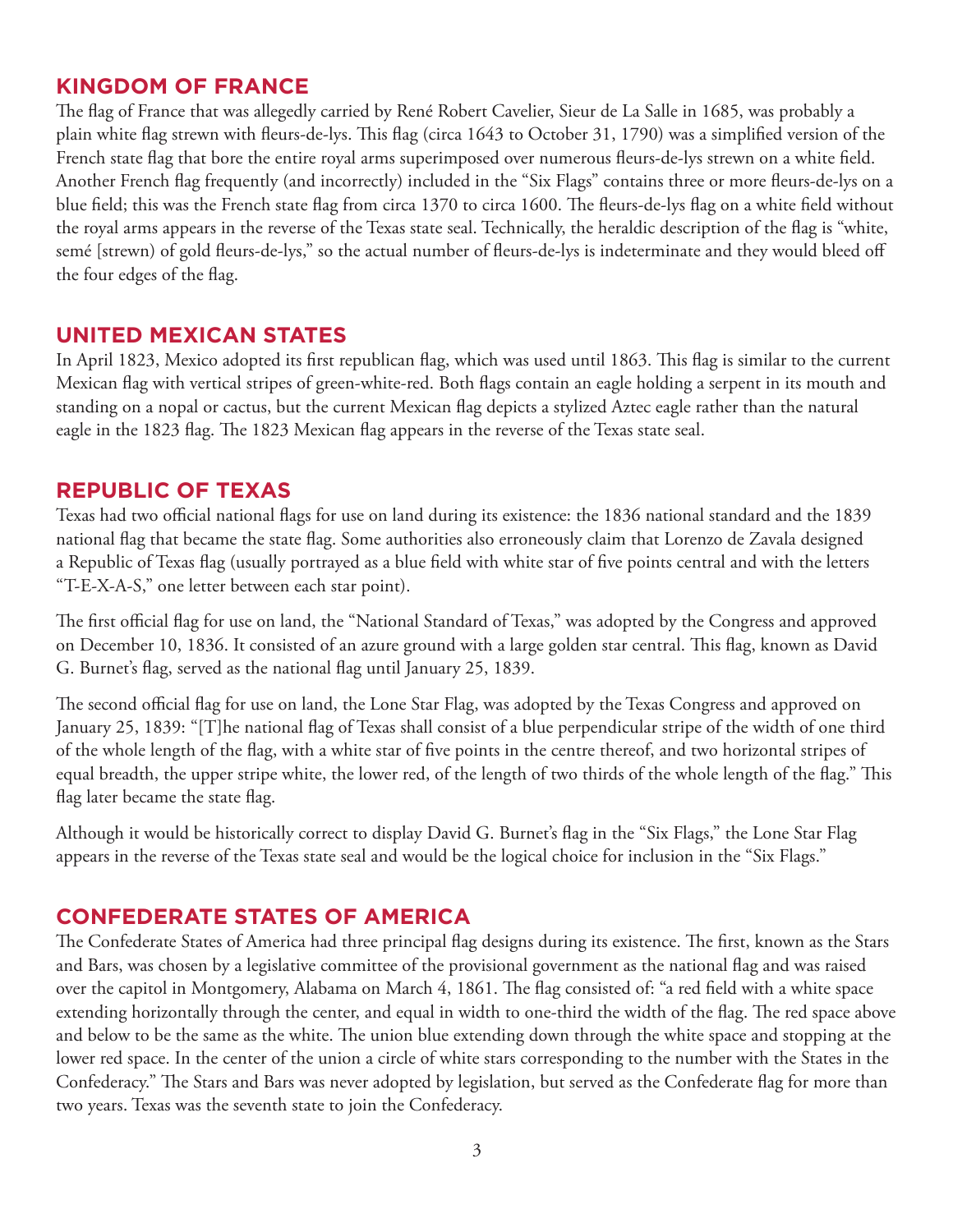## KINGDOM OF FRANCE

The flag of France that was allegedly carried by René Robert Cavelier, Sieur de La Salle in 1685, was probably a plain white flag strewn with fleurs-de-lys. This flag (circa 1643 to October 31, 1790) was a simplified version of the French state flag that bore the entire royal arms superimposed over numerous fleurs-de-lys strewn on a white field. Another French flag frequently (and incorrectly) included in the "Six Flags" contains three or more fleurs-de-lys on a blue field; this was the French state flag from circa 1370 to circa 1600. The fleurs-de-lys flag on a white field without the royal arms appears in the reverse of the Texas state seal. Technically, the heraldic description of the flag is "white, semé [strewn] of gold fleurs-de-lys," so the actual number of fleurs-de-lys is indeterminate and they would bleed off the four edges of the flag.

## UNITED MEXICAN STATES

In April 1823, Mexico adopted its first republican flag, which was used until 1863. This flag is similar to the current Mexican flag with vertical stripes of green-white-red. Both flags contain an eagle holding a serpent in its mouth and standing on a nopal or cactus, but the current Mexican flag depicts a stylized Aztec eagle rather than the natural eagle in the 1823 flag. The 1823 Mexican flag appears in the reverse of the Texas state seal.

## REPUBLIC OF TEXAS

Texas had two official national flags for use on land during its existence: the 1836 national standard and the 1839 national flag that became the state flag. Some authorities also erroneously claim that Lorenzo de Zavala designed a Republic of Texas flag (usually portrayed as a blue field with white star of five points central and with the letters "T-E-X-A-S," one letter between each star point).

The first official flag for use on land, the "National Standard of Texas," was adopted by the Congress and approved on December 10, 1836. It consisted of an azure ground with a large golden star central. This flag, known as David G. Burnet's flag, served as the national flag until January 25, 1839.

The second official flag for use on land, the Lone Star Flag, was adopted by the Texas Congress and approved on January 25, 1839: "[T]he national flag of Texas shall consist of a blue perpendicular stripe of the width of one third of the whole length of the flag, with a white star of five points in the centre thereof, and two horizontal stripes of equal breadth, the upper stripe white, the lower red, of the length of two thirds of the whole length of the flag." This flag later became the state flag.

Although it would be historically correct to display David G. Burnet's flag in the "Six Flags," the Lone Star Flag appears in the reverse of the Texas state seal and would be the logical choice for inclusion in the "Six Flags."

## CONFEDERATE STATES OF AMERICA

The Confederate States of America had three principal flag designs during its existence. The first, known as the Stars and Bars, was chosen by a legislative committee of the provisional government as the national flag and was raised over the capitol in Montgomery, Alabama on March 4, 1861. The flag consisted of: "a red field with a white space extending horizontally through the center, and equal in width to one-third the width of the flag. The red space above and below to be the same as the white. The union blue extending down through the white space and stopping at the lower red space. In the center of the union a circle of white stars corresponding to the number with the States in the Confederacy." The Stars and Bars was never adopted by legislation, but served as the Confederate flag for more than two years. Texas was the seventh state to join the Confederacy.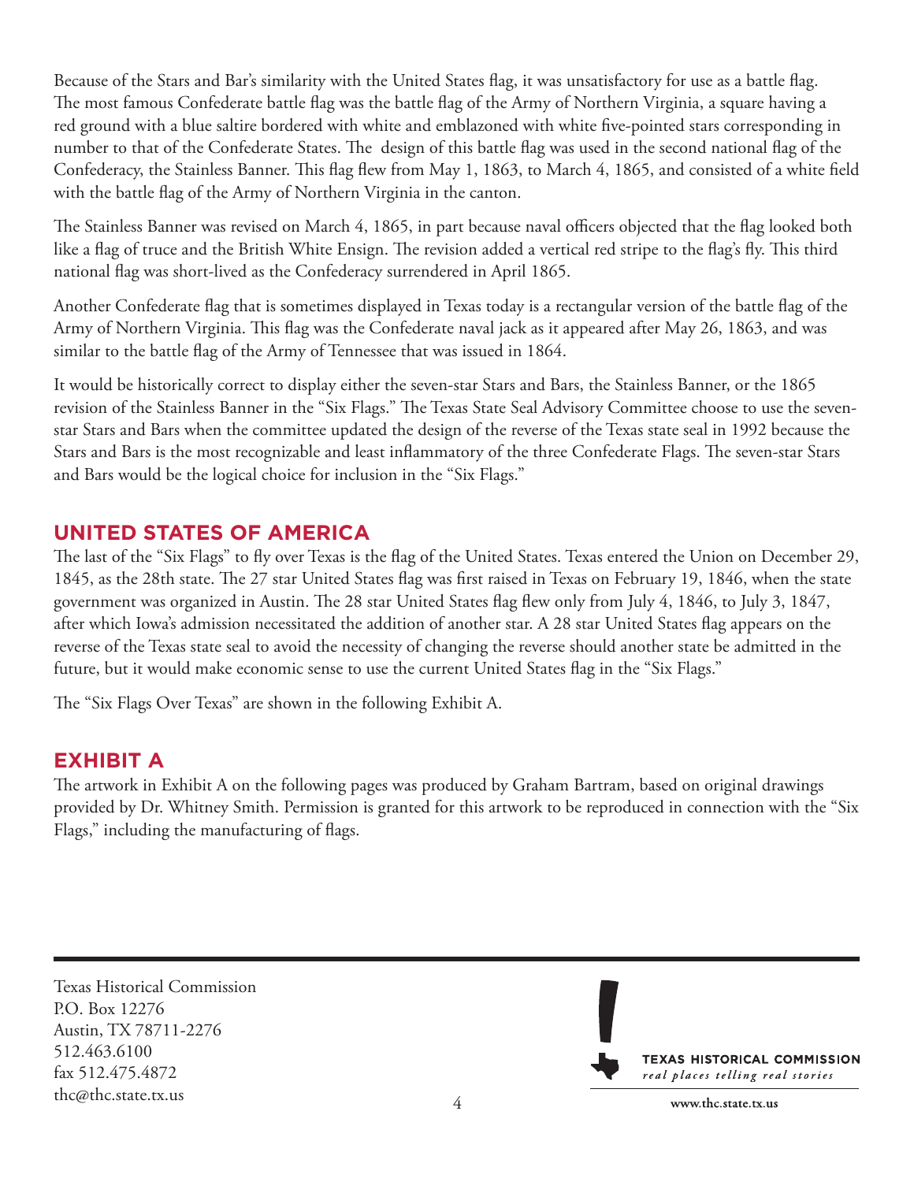Because of the Stars and Bar's similarity with the United States flag, it was unsatisfactory for use as a battle flag. The most famous Confederate battle flag was the battle flag of the Army of Northern Virginia, a square having a red ground with a blue saltire bordered with white and emblazoned with white five-pointed stars corresponding in number to that of the Confederate States. The design of this battle flag was used in the second national flag of the Confederacy, the Stainless Banner. This flag flew from May 1, 1863, to March 4, 1865, and consisted of a white field with the battle flag of the Army of Northern Virginia in the canton.

The Stainless Banner was revised on March 4, 1865, in part because naval officers objected that the flag looked both like a flag of truce and the British White Ensign. The revision added a vertical red stripe to the flag's fly. This third national flag was short-lived as the Confederacy surrendered in April 1865.

Another Confederate flag that is sometimes displayed in Texas today is a rectangular version of the battle flag of the Army of Northern Virginia. This flag was the Confederate naval jack as it appeared after May 26, 1863, and was similar to the battle flag of the Army of Tennessee that was issued in 1864.

It would be historically correct to display either the seven-star Stars and Bars, the Stainless Banner, or the 1865 revision of the Stainless Banner in the "Six Flags." The Texas State Seal Advisory Committee choose to use the seven-star Stars and Bars when the committee updated the design of the reverse of the Texas state seal in 1992 because the Stars and Bars is the most recognizable and least inflammatory of the three Confederate Flags. The seven-star Stars and Bars would be the logical choice for inclusion in the "Six Flags."

## UNITED STATES OF AMERICA

The last of the "Six Flags" to fly over Texas is the flag of the United States. Texas entered the Union on December 29, 1845, as the 28th state. The 27 star United States flag was first raised in Texas on February 19, 1846, when the state government was organized in Austin. The 28 star United States flag flew only from July 4, 1846, to July 3, 1847, after which Iowa's admission necessitated the addition of another star. A 28 star United States flag appears on the reverse of the Texas state seal to avoid the necessity of changing the reverse should another state be admitted in the future, but it would make economic sense to use the current United States flag in the "Six Flags."

The "Six Flags Over Texas" are shown in the following Exhibit A.

## EXHIBIT A

The artwork in Exhibit A on the following pages was produced by Graham Bartram, based on original drawings provided by Dr. Whitney Smith. Permission is granted for this artwork to be reproduced in connection with the "Six Flags," including the manufacturing of flags.

Texas Historical Commission
P.O. Box 12276
Austin, TX 78711-2276
512.463.6100
fax 512.475.4872
thc@thc.state.tx.us

TEXAS HISTORICAL COMMISSION
*real places telling real stories*
www.thc.state.tx.us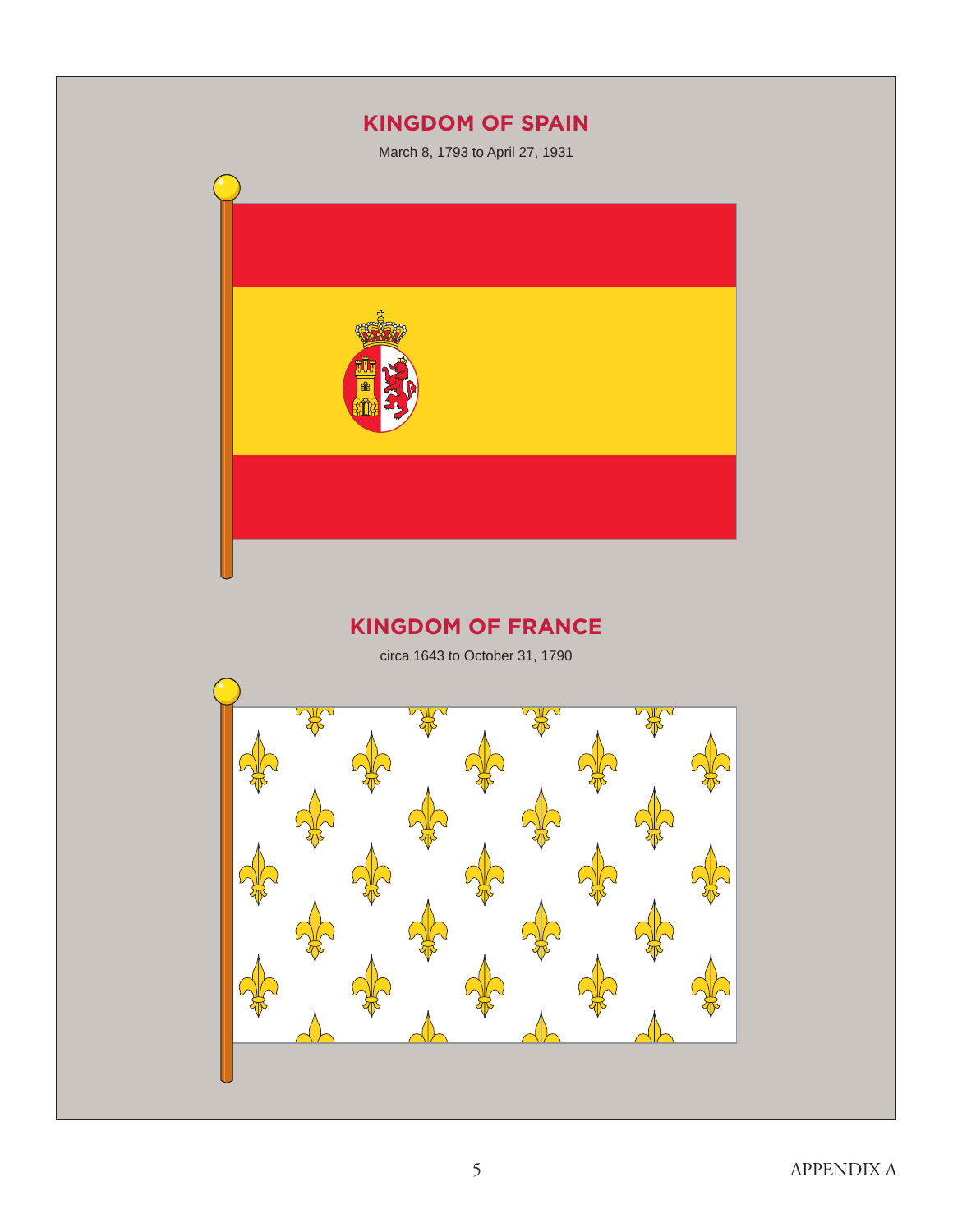## KINGDOM OF SPAIN

March 8, 1793 to April 27, 1931

## KINGDOM OF FRANCE

circa 1643 to October 31, 1790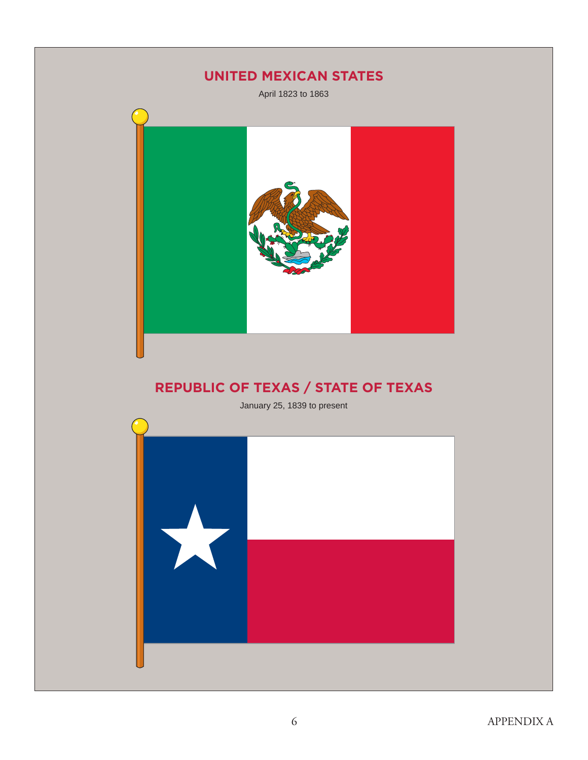## UNITED MEXICAN STATES

April 1823 to 1863

## REPUBLIC OF TEXAS / STATE OF TEXAS

January 25, 1839 to present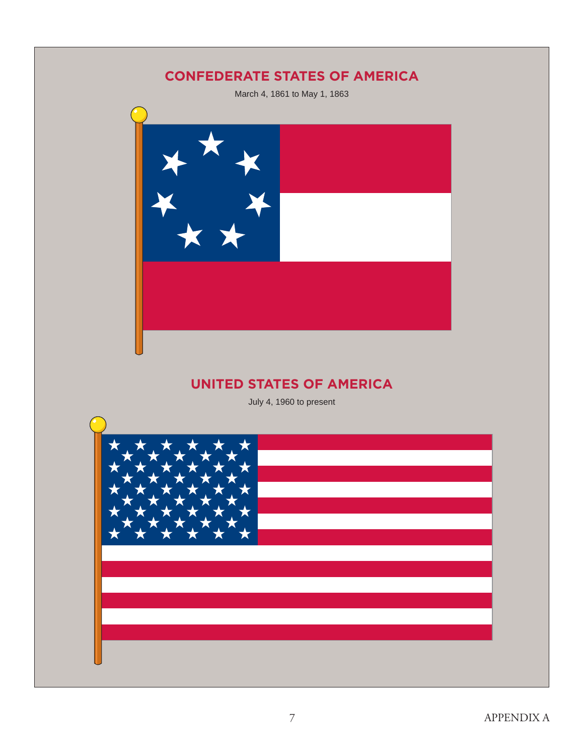## CONFEDERATE STATES OF AMERICA

March 4, 1861 to May 1, 1863

## UNITED STATES OF AMERICA

July 4, 1960 to present